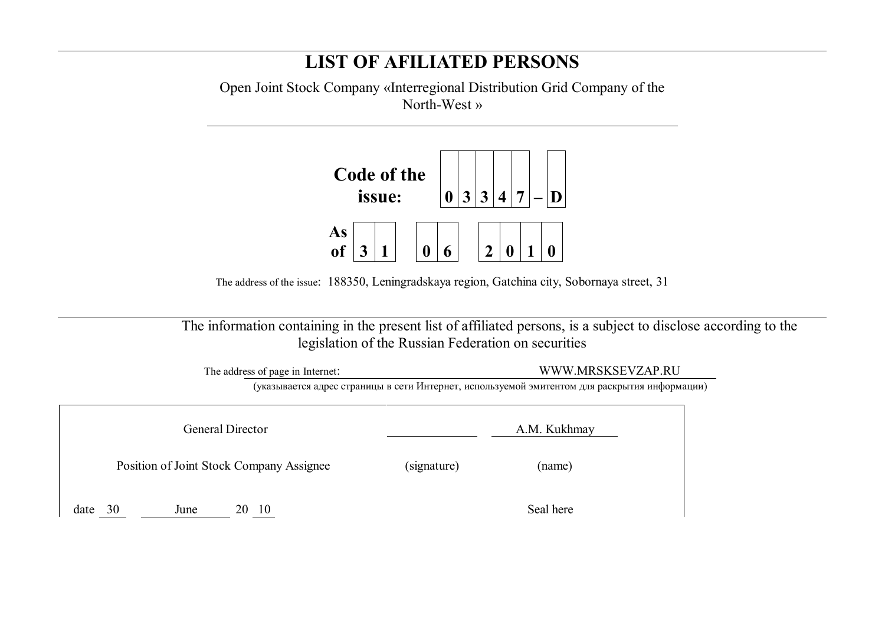# LIST OF AFILIATED PERSONS

Open Joint Stock Company «Interregional Distribution Grid Company of the North-West »

| Code of the issue: | 0 | 3 | 3 | 4 | 7 | – | D |
|---|---|---|---|---|---|---|---|

| As of | 3 | 1 | | 0 | 6 | | 2 | 0 | 1 | 0 |
|---|---|---|---|---|---|---|---|---|---|---|

The address of the issue: 188350, Leningradskaya region, Gatchina city, Sobornaya street, 31

The information containing in the present list of affiliated persons, is a subject to disclose according to the legislation of the Russian Federation on securities

The address of page in Internet: WWW.MRSKSEVZAP.RU

(указывается адрес страницы в сети Интернет, используемой эмитентом для раскрытия информации)

| General Director | ______________ | A.M. Kukhmay |
|---|---|---|
| Position of Joint Stock Company Assignee | (signature) | (name) |
| date 30 June 20 10 | | Seal here |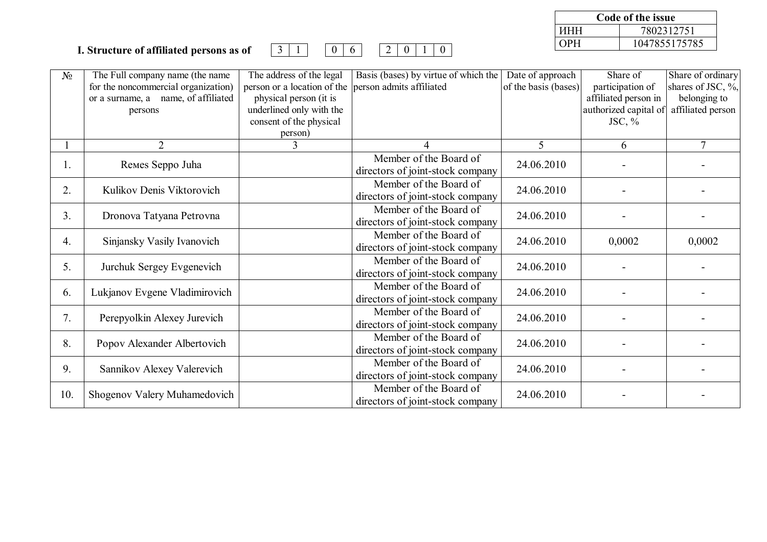| Code of the issue | |
|---|---|
| ИНН | 7802312751 |
| ОРН | 1047855175785 |

**I. Structure of affiliated persons as of** 31 06 2010

| № | The Full company name (the name for the noncommercial organization) or a surname, a name, of affiliated persons | The address of the legal person or a location of the physical person (it is underlined only with the consent of the physical person) | Basis (bases) by virtue of which the person admits affiliated | Date of approach of the basis (bases) | Share of participation of affiliated person in authorized capital of JSC, % | Share of ordinary shares of JSC, %, belonging to affiliated person |
|---|---|---|---|---|---|---|
| 1 | 2 | 3 | 4 | 5 | 6 | 7 |
| 1. | Remes Seppo Juha | | Member of the Board of directors of joint-stock company | 24.06.2010 | - | - |
| 2. | Kulikov Denis Viktorovich | | Member of the Board of directors of joint-stock company | 24.06.2010 | - | - |
| 3. | Dronova Tatyana Petrovna | | Member of the Board of directors of joint-stock company | 24.06.2010 | - | - |
| 4. | Sinjansky Vasily Ivanovich | | Member of the Board of directors of joint-stock company | 24.06.2010 | 0,0002 | 0,0002 |
| 5. | Jurchuk Sergey Evgenevich | | Member of the Board of directors of joint-stock company | 24.06.2010 | - | - |
| 6. | Lukjanov Evgene Vladimirovich | | Member of the Board of directors of joint-stock company | 24.06.2010 | - | - |
| 7. | Perepyolkin Alexey Jurevich | | Member of the Board of directors of joint-stock company | 24.06.2010 | - | - |
| 8. | Popov Alexander Albertovich | | Member of the Board of directors of joint-stock company | 24.06.2010 | - | - |
| 9. | Sannikov Alexey Valerevich | | Member of the Board of directors of joint-stock company | 24.06.2010 | - | - |
| 10. | Shogenov Valery Muhamedovich | | Member of the Board of directors of joint-stock company | 24.06.2010 | - | - |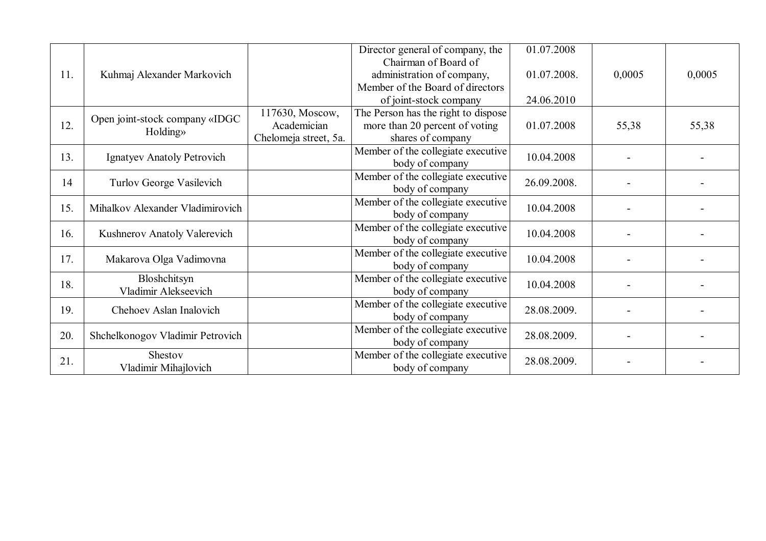| | | | | | | |
|---|---|---|---|---|---|---|
| 11. | Kuhmaj Alexander Markovich | | Director general of company, the Chairman of Board of administration of company, Member of the Board of directors of joint-stock company | 01.07.2008<br>01.07.2008.<br>24.06.2010 | 0,0005 | 0,0005 |
| 12. | Open joint-stock company «IDGC Holding» | 117630, Moscow, Academician Chelomeja street, 5a. | The Person has the right to dispose more than 20 percent of voting shares of company | 01.07.2008 | 55,38 | 55,38 |
| 13. | Ignatyev Anatoly Petrovich | | Member of the collegiate executive body of company | 10.04.2008 | - | - |
| 14 | Turlov George Vasilevich | | Member of the collegiate executive body of company | 26.09.2008. | - | - |
| 15. | Mihalkov Alexander Vladimirovich | | Member of the collegiate executive body of company | 10.04.2008 | - | - |
| 16. | Kushnerov Anatoly Valerevich | | Member of the collegiate executive body of company | 10.04.2008 | - | - |
| 17. | Makarova Olga Vadimovna | | Member of the collegiate executive body of company | 10.04.2008 | - | - |
| 18. | Bloshchitsyn Vladimir Alekseevich | | Member of the collegiate executive body of company | 10.04.2008 | - | - |
| 19. | Chehoev Aslan Inalovich | | Member of the collegiate executive body of company | 28.08.2009. | - | - |
| 20. | Shchelkonogov Vladimir Petrovich | | Member of the collegiate executive body of company | 28.08.2009. | - | - |
| 21. | Shestov Vladimir Mihajlovich | | Member of the collegiate executive body of company | 28.08.2009. | - | - |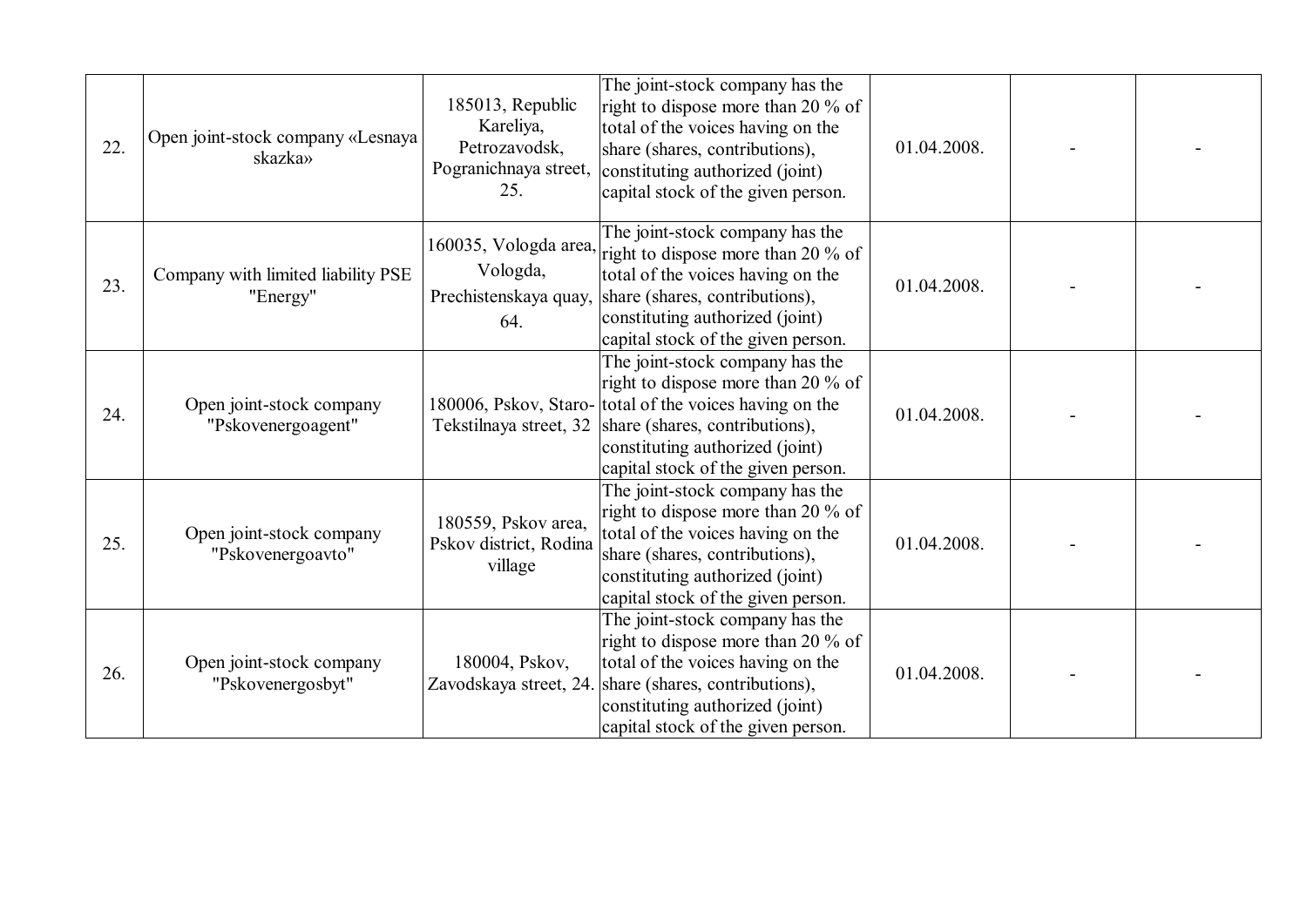| | | | | | | |
|---|---|---|---|---|---|---|
| 22. | Open joint-stock company «Lesnaya skazka» | 185013, Republic Kareliya, Petrozavodsk, Pogranichnaya street, 25. | The joint-stock company has the right to dispose more than 20 % of total of the voices having on the share (shares, contributions), constituting authorized (joint) capital stock of the given person. | 01.04.2008. | - | - |
| 23. | Company with limited liability PSE "Energy" | 160035, Vologda area, Vologda, Prechistenskaya quay, 64. | The joint-stock company has the right to dispose more than 20 % of total of the voices having on the share (shares, contributions), constituting authorized (joint) capital stock of the given person. | 01.04.2008. | - | - |
| 24. | Open joint-stock company "Pskovenergoagent" | 180006, Pskov, Staro-Tekstilnaya street, 32 | The joint-stock company has the right to dispose more than 20 % of total of the voices having on the share (shares, contributions), constituting authorized (joint) capital stock of the given person. | 01.04.2008. | - | - |
| 25. | Open joint-stock company "Pskovenergoavto" | 180559, Pskov area, Pskov district, Rodina village | The joint-stock company has the right to dispose more than 20 % of total of the voices having on the share (shares, contributions), constituting authorized (joint) capital stock of the given person. | 01.04.2008. | - | - |
| 26. | Open joint-stock company "Pskovenergosbyt" | 180004, Pskov, Zavodskaya street, 24. | The joint-stock company has the right to dispose more than 20 % of total of the voices having on the share (shares, contributions), constituting authorized (joint) capital stock of the given person. | 01.04.2008. | - | - |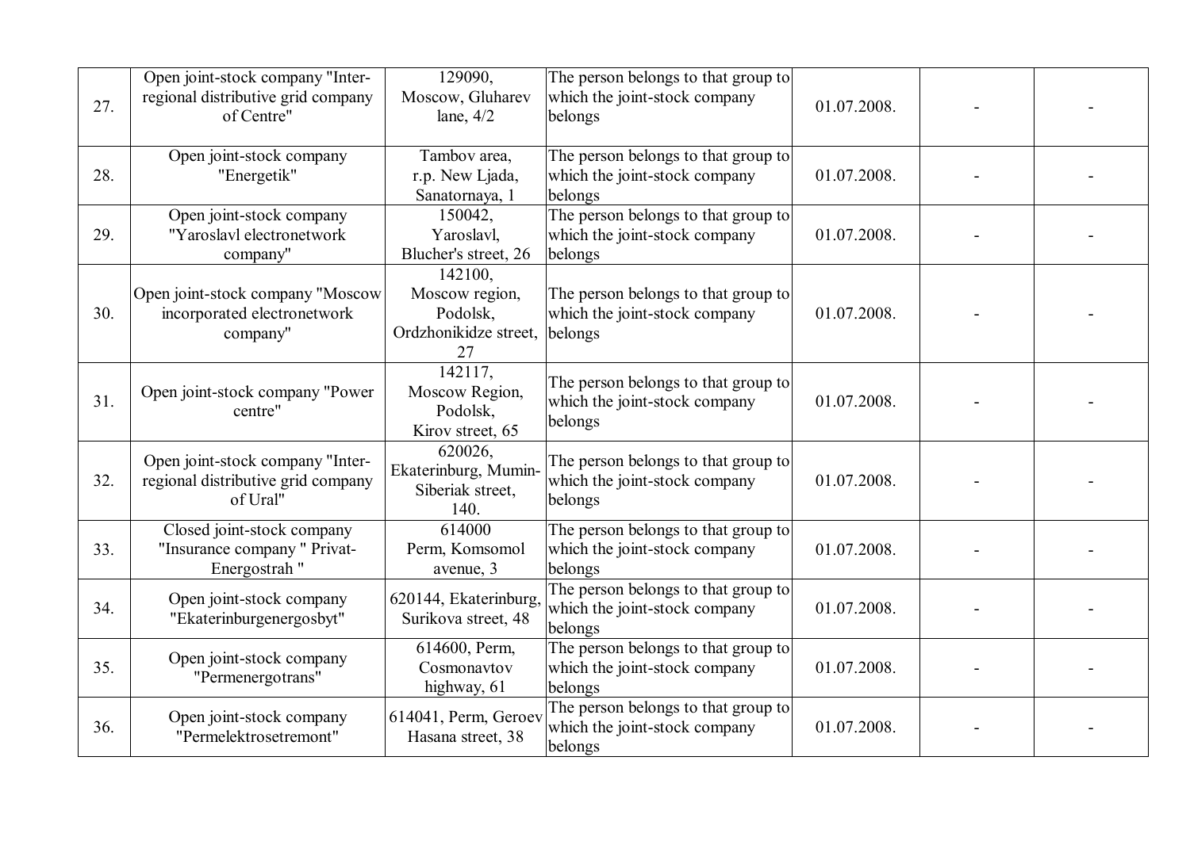| | | | | | | |
|---|---|---|---|---|---|---|
| 27. | Open joint-stock company "Inter-regional distributive grid company of Centre" | 129090, Moscow, Gluharev lane, 4/2 | The person belongs to that group to which the joint-stock company belongs | 01.07.2008. | - | - |
| 28. | Open joint-stock company "Energetik" | Tambov area, r.p. New Ljada, Sanatornaya, 1 | The person belongs to that group to which the joint-stock company belongs | 01.07.2008. | - | - |
| 29. | Open joint-stock company "Yaroslavl electronetwork company" | 150042, Yaroslavl, Blucher's street, 26 | The person belongs to that group to which the joint-stock company belongs | 01.07.2008. | - | - |
| 30. | Open joint-stock company "Moscow incorporated electronetwork company" | 142100, Moscow region, Podolsk, Ordzhonikidze street, 27 | The person belongs to that group to which the joint-stock company belongs | 01.07.2008. | - | - |
| 31. | Open joint-stock company "Power centre" | 142117, Moscow Region, Podolsk, Kirov street, 65 | The person belongs to that group to which the joint-stock company belongs | 01.07.2008. | - | - |
| 32. | Open joint-stock company "Inter-regional distributive grid company of Ural" | 620026, Ekaterinburg, Mumin-Siberiak street, 140. | The person belongs to that group to which the joint-stock company belongs | 01.07.2008. | - | - |
| 33. | Closed joint-stock company "Insurance company " Privat-Energostrah " | 614000 Perm, Komsomol avenue, 3 | The person belongs to that group to which the joint-stock company belongs | 01.07.2008. | - | - |
| 34. | Open joint-stock company "Ekaterinburgenergosbyt" | 620144, Ekaterinburg, Surikova street, 48 | The person belongs to that group to which the joint-stock company belongs | 01.07.2008. | - | - |
| 35. | Open joint-stock company "Permenergotrans" | 614600, Perm, Cosmonavtov highway, 61 | The person belongs to that group to which the joint-stock company belongs | 01.07.2008. | - | - |
| 36. | Open joint-stock company "Permelektrosetremont" | 614041, Perm, Geroev Hasana street, 38 | The person belongs to that group to which the joint-stock company belongs | 01.07.2008. | - | - |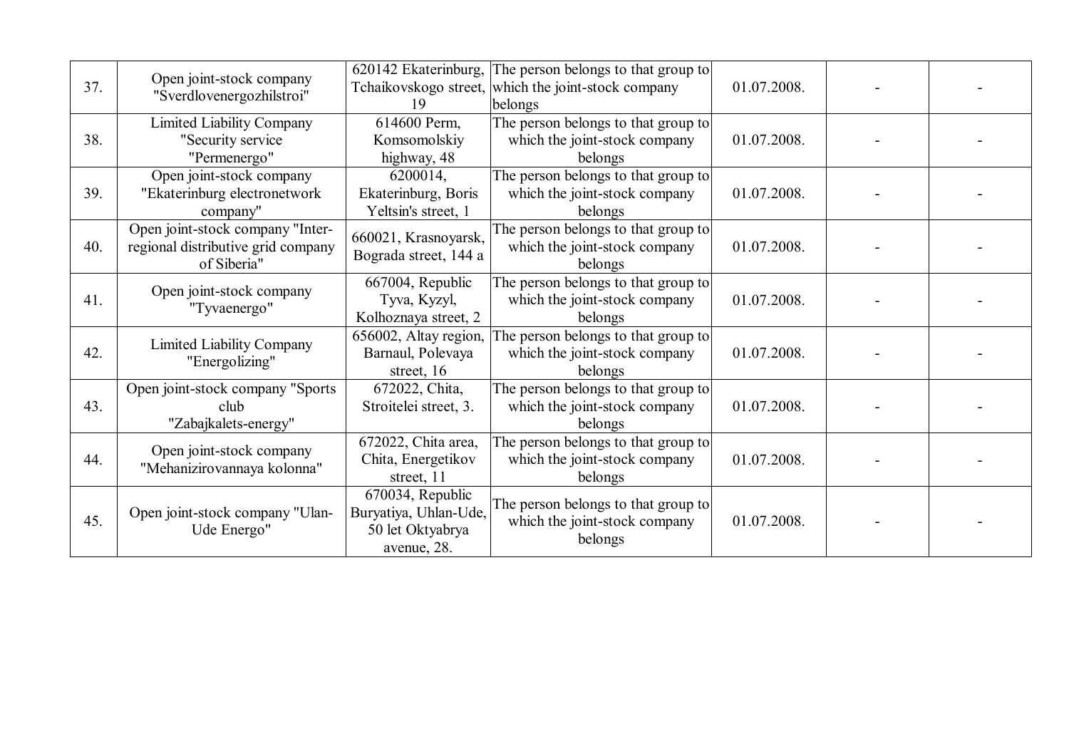| 37. | Open joint-stock company "Sverdlovenergozhilstroi" | 620142 Ekaterinburg, Tchaikovskogo street, 19 | The person belongs to that group to which the joint-stock company belongs | 01.07.2008. | - | - |
|---|---|---|---|---|---|---|
| 38. | Limited Liability Company "Security service "Permenergo" | 614600 Perm, Komsomolskiy highway, 48 | The person belongs to that group to which the joint-stock company belongs | 01.07.2008. | - | - |
| 39. | Open joint-stock company "Ekaterinburg electronetwork company" | 6200014, Ekaterinburg, Boris Yeltsin's street, 1 | The person belongs to that group to which the joint-stock company belongs | 01.07.2008. | - | - |
| 40. | Open joint-stock company "Inter-regional distributive grid company of Siberia" | 660021, Krasnoyarsk, Bograda street, 144 a | The person belongs to that group to which the joint-stock company belongs | 01.07.2008. | - | - |
| 41. | Open joint-stock company "Tyvaenergo" | 667004, Republic Tyva, Kyzyl, Kolhoznaya street, 2 | The person belongs to that group to which the joint-stock company belongs | 01.07.2008. | - | - |
| 42. | Limited Liability Company "Energolizing" | 656002, Altay region, Barnaul, Polevaya street, 16 | The person belongs to that group to which the joint-stock company belongs | 01.07.2008. | - | - |
| 43. | Open joint-stock company "Sports club "Zabajkalets-energy" | 672022, Chita, Stroitelei street, 3. | The person belongs to that group to which the joint-stock company belongs | 01.07.2008. | - | - |
| 44. | Open joint-stock company "Mehanizirovannaya kolonna" | 672022, Chita area, Chita, Energetikov street, 11 | The person belongs to that group to which the joint-stock company belongs | 01.07.2008. | - | - |
| 45. | Open joint-stock company "Ulan-Ude Energo" | 670034, Republic Buryatiya, Uhlan-Ude, 50 let Oktyabrya avenue, 28. | The person belongs to that group to which the joint-stock company belongs | 01.07.2008. | - | - |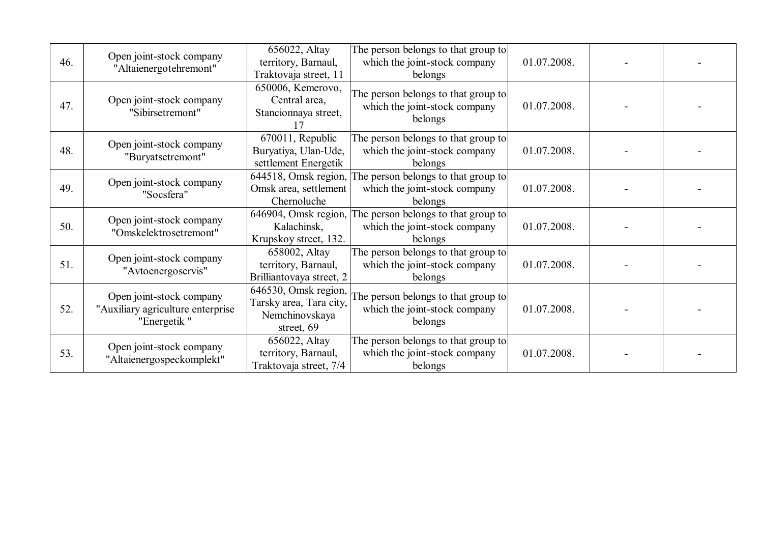| | | | | | | |
|---|---|---|---|---|---|---|
| 46. | Open joint-stock company "Altaienergotehremont" | 656022, Altay territory, Barnaul, Traktovaja street, 11 | The person belongs to that group to which the joint-stock company belongs | 01.07.2008. | - | - |
| 47. | Open joint-stock company "Sibirsetremont" | 650006, Kemerovo, Central area, Stancionnaya street, 17 | The person belongs to that group to which the joint-stock company belongs | 01.07.2008. | - | - |
| 48. | Open joint-stock company "Buryatsetremont" | 670011, Republic Buryatiya, Ulan-Ude, settlement Energetik | The person belongs to that group to which the joint-stock company belongs | 01.07.2008. | - | - |
| 49. | Open joint-stock company "Socsfera" | 644518, Omsk region, Omsk area, settlement Chernoluche | The person belongs to that group to which the joint-stock company belongs | 01.07.2008. | - | - |
| 50. | Open joint-stock company "Omskelektrosetremont" | 646904, Omsk region, Kalachinsk, Krupskoy street, 132. | The person belongs to that group to which the joint-stock company belongs | 01.07.2008. | - | - |
| 51. | Open joint-stock company "Avtoenergoservis" | 658002, Altay territory, Barnaul, Brilliantovaya street, 2 | The person belongs to that group to which the joint-stock company belongs | 01.07.2008. | - | - |
| 52. | Open joint-stock company "Auxiliary agriculture enterprise "Energetik " | 646530, Omsk region, Tarsky area, Tara city, Nemchinovskaya street, 69 | The person belongs to that group to which the joint-stock company belongs | 01.07.2008. | - | - |
| 53. | Open joint-stock company "Altaienergospeckomplekt" | 656022, Altay territory, Barnaul, Traktovaja street, 7/4 | The person belongs to that group to which the joint-stock company belongs | 01.07.2008. | - | - |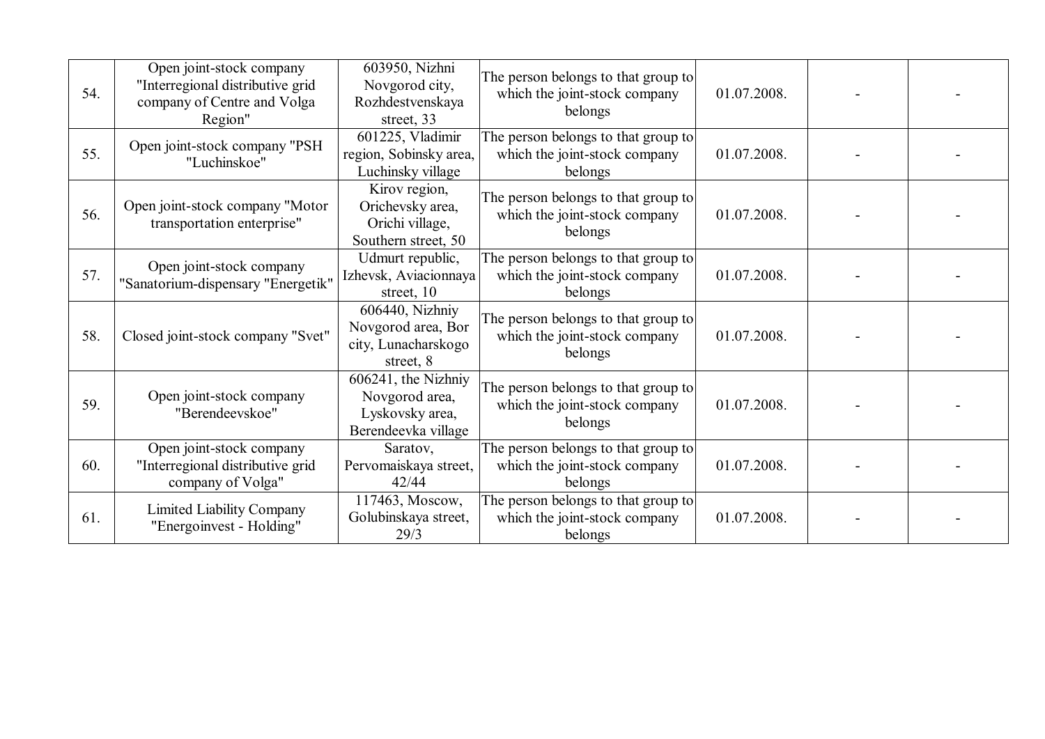| | | | | | | |
|---|---|---|---|---|---|---|
| 54. | Open joint-stock company "Interregional distributive grid company of Centre and Volga Region" | 603950, Nizhni Novgorod city, Rozhdestvenskaya street, 33 | The person belongs to that group to which the joint-stock company belongs | 01.07.2008. | - | - |
| 55. | Open joint-stock company "PSH "Luchinskoe" | 601225, Vladimir region, Sobinsky area, Luchinsky village | The person belongs to that group to which the joint-stock company belongs | 01.07.2008. | - | - |
| 56. | Open joint-stock company "Motor transportation enterprise" | Kirov region, Orichevsky area, Orichi village, Southern street, 50 | The person belongs to that group to which the joint-stock company belongs | 01.07.2008. | - | - |
| 57. | Open joint-stock company "Sanatorium-dispensary "Energetik" | Udmurt republic, Izhevsk, Aviacionnaya street, 10 | The person belongs to that group to which the joint-stock company belongs | 01.07.2008. | - | - |
| 58. | Closed joint-stock company "Svet" | 606440, Nizhniy Novgorod area, Bor city, Lunacharskogo street, 8 | The person belongs to that group to which the joint-stock company belongs | 01.07.2008. | - | - |
| 59. | Open joint-stock company "Berendeevskoe" | 606241, the Nizhniy Novgorod area, Lyskovsky area, Berendeevka village | The person belongs to that group to which the joint-stock company belongs | 01.07.2008. | - | - |
| 60. | Open joint-stock company "Interregional distributive grid company of Volga" | Saratov, Pervomaiskaya street, 42/44 | The person belongs to that group to which the joint-stock company belongs | 01.07.2008. | - | - |
| 61. | Limited Liability Company "Energoinvest - Holding" | 117463, Moscow, Golubinskaya street, 29/3 | The person belongs to that group to which the joint-stock company belongs | 01.07.2008. | - | - |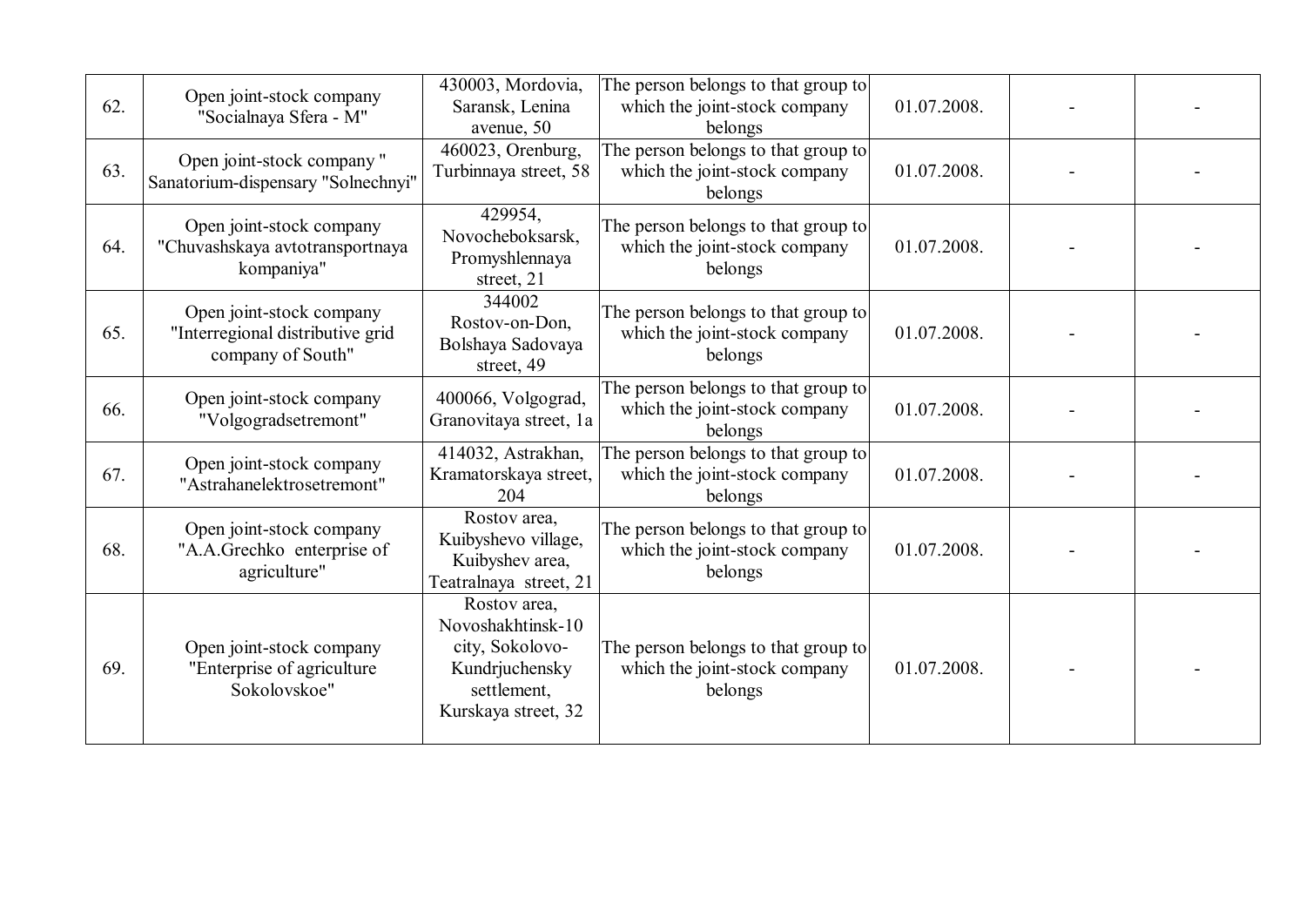| | | | | | | |
|---|---|---|---|---|---|---|
| 62. | Open joint-stock company "Socialnaya Sfera - M" | 430003, Mordovia, Saransk, Lenina avenue, 50 | The person belongs to that group to which the joint-stock company belongs | 01.07.2008. | - | - |
| 63. | Open joint-stock company " Sanatorium-dispensary "Solnechnyi" | 460023, Orenburg, Turbinnaya street, 58 | The person belongs to that group to which the joint-stock company belongs | 01.07.2008. | - | - |
| 64. | Open joint-stock company "Chuvashskaya avtotransportnaya kompaniya" | 429954, Novocheboksarsk, Promyshlennaya street, 21 | The person belongs to that group to which the joint-stock company belongs | 01.07.2008. | - | - |
| 65. | Open joint-stock company "Interregional distributive grid company of South" | 344002 Rostov-on-Don, Bolshaya Sadovaya street, 49 | The person belongs to that group to which the joint-stock company belongs | 01.07.2008. | - | - |
| 66. | Open joint-stock company "Volgogradsetremont" | 400066, Volgograd, Granovitaya street, 1a | The person belongs to that group to which the joint-stock company belongs | 01.07.2008. | - | - |
| 67. | Open joint-stock company "Astrahanelektrosetremont" | 414032, Astrakhan, Kramatorskaya street, 204 | The person belongs to that group to which the joint-stock company belongs | 01.07.2008. | - | - |
| 68. | Open joint-stock company "A.A.Grechko enterprise of agriculture" | Rostov area, Kuibyshevo village, Kuibyshev area, Teatralnaya street, 21 | The person belongs to that group to which the joint-stock company belongs | 01.07.2008. | - | - |
| 69. | Open joint-stock company "Enterprise of agriculture Sokolovskoe" | Rostov area, Novoshakhtinsk-10 city, Sokolovo-Kundrjuchensky settlement, Kurskaya street, 32 | The person belongs to that group to which the joint-stock company belongs | 01.07.2008. | - | - |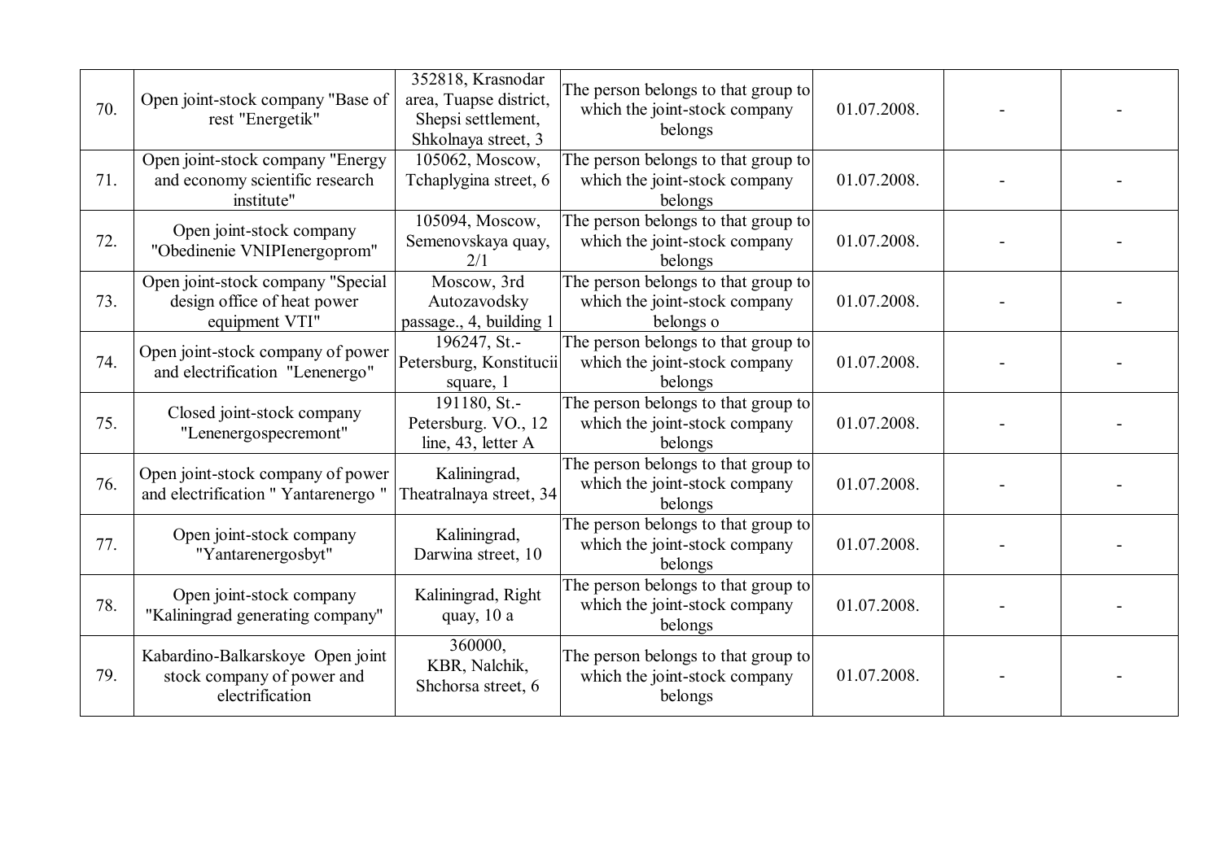| 70. | Open joint-stock company "Base of rest "Energetik" | 352818, Krasnodar area, Tuapse district, Shepsi settlement, Shkolnaya street, 3 | The person belongs to that group to which the joint-stock company belongs | 01.07.2008. | - | - |
|---|---|---|---|---|---|---|
| 71. | Open joint-stock company "Energy and economy scientific research institute" | 105062, Moscow, Tchaplygina street, 6 | The person belongs to that group to which the joint-stock company belongs | 01.07.2008. | - | - |
| 72. | Open joint-stock company "Obedinenie VNIPIenergoprom" | 105094, Moscow, Semenovskaya quay, 2/1 | The person belongs to that group to which the joint-stock company belongs | 01.07.2008. | - | - |
| 73. | Open joint-stock company "Special design office of heat power equipment VTI" | Moscow, 3rd Autozavodsky passage., 4, building 1 | The person belongs to that group to which the joint-stock company belongs o | 01.07.2008. | - | - |
| 74. | Open joint-stock company of power and electrification "Lenenergo" | 196247, St.-Petersburg, Konstitucii square, 1 | The person belongs to that group to which the joint-stock company belongs | 01.07.2008. | - | - |
| 75. | Closed joint-stock company "Lenenergospecremont" | 191180, St.-Petersburg. VO., 12 line, 43, letter A | The person belongs to that group to which the joint-stock company belongs | 01.07.2008. | - | - |
| 76. | Open joint-stock company of power and electrification " Yantarenergo " | Kaliningrad, Theatralnaya street, 34 | The person belongs to that group to which the joint-stock company belongs | 01.07.2008. | - | - |
| 77. | Open joint-stock company "Yantarenergosbyt" | Kaliningrad, Darwina street, 10 | The person belongs to that group to which the joint-stock company belongs | 01.07.2008. | - | - |
| 78. | Open joint-stock company "Kaliningrad generating company" | Kaliningrad, Right quay, 10 a | The person belongs to that group to which the joint-stock company belongs | 01.07.2008. | - | - |
| 79. | Kabardino-Balkarskoye Open joint stock company of power and electrification | 360000, KBR, Nalchik, Shchorsa street, 6 | The person belongs to that group to which the joint-stock company belongs | 01.07.2008. | - | - |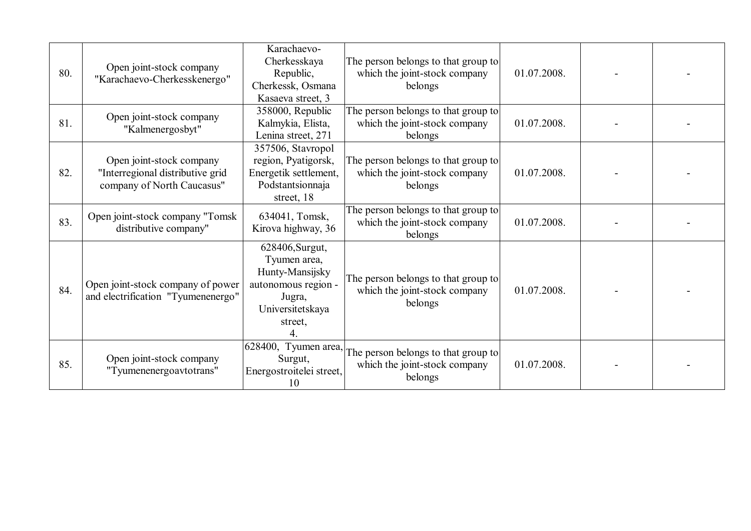| | | | | | | |
|---|---|---|---|---|---|---|
| 80. | Open joint-stock company "Karachaevo-Cherkesskenergo" | Karachaevo-Cherkesskaya Republic, Cherkessk, Osmana Kasaeva street, 3 | The person belongs to that group to which the joint-stock company belongs | 01.07.2008. | - | - |
| 81. | Open joint-stock company "Kalmenergosbyt" | 358000, Republic Kalmykia, Elista, Lenina street, 271 | The person belongs to that group to which the joint-stock company belongs | 01.07.2008. | - | - |
| 82. | Open joint-stock company "Interregional distributive grid company of North Caucasus" | 357506, Stavropol region, Pyatigorsk, Energetik settlement, Podstantsionnaja street, 18 | The person belongs to that group to which the joint-stock company belongs | 01.07.2008. | - | - |
| 83. | Open joint-stock company "Tomsk distributive company" | 634041, Tomsk, Kirova highway, 36 | The person belongs to that group to which the joint-stock company belongs | 01.07.2008. | - | - |
| 84. | Open joint-stock company of power and electrification "Tyumenenergo" | 628406,Surgut, Tyumen area, Hunty-Mansijsky autonomous region - Jugra, Universitetskaya street, 4. | The person belongs to that group to which the joint-stock company belongs | 01.07.2008. | - | - |
| 85. | Open joint-stock company "Tyumenenergoavtotrans" | 628400, Tyumen area, Surgut, Energostroitelei street, 10 | The person belongs to that group to which the joint-stock company belongs | 01.07.2008. | - | - |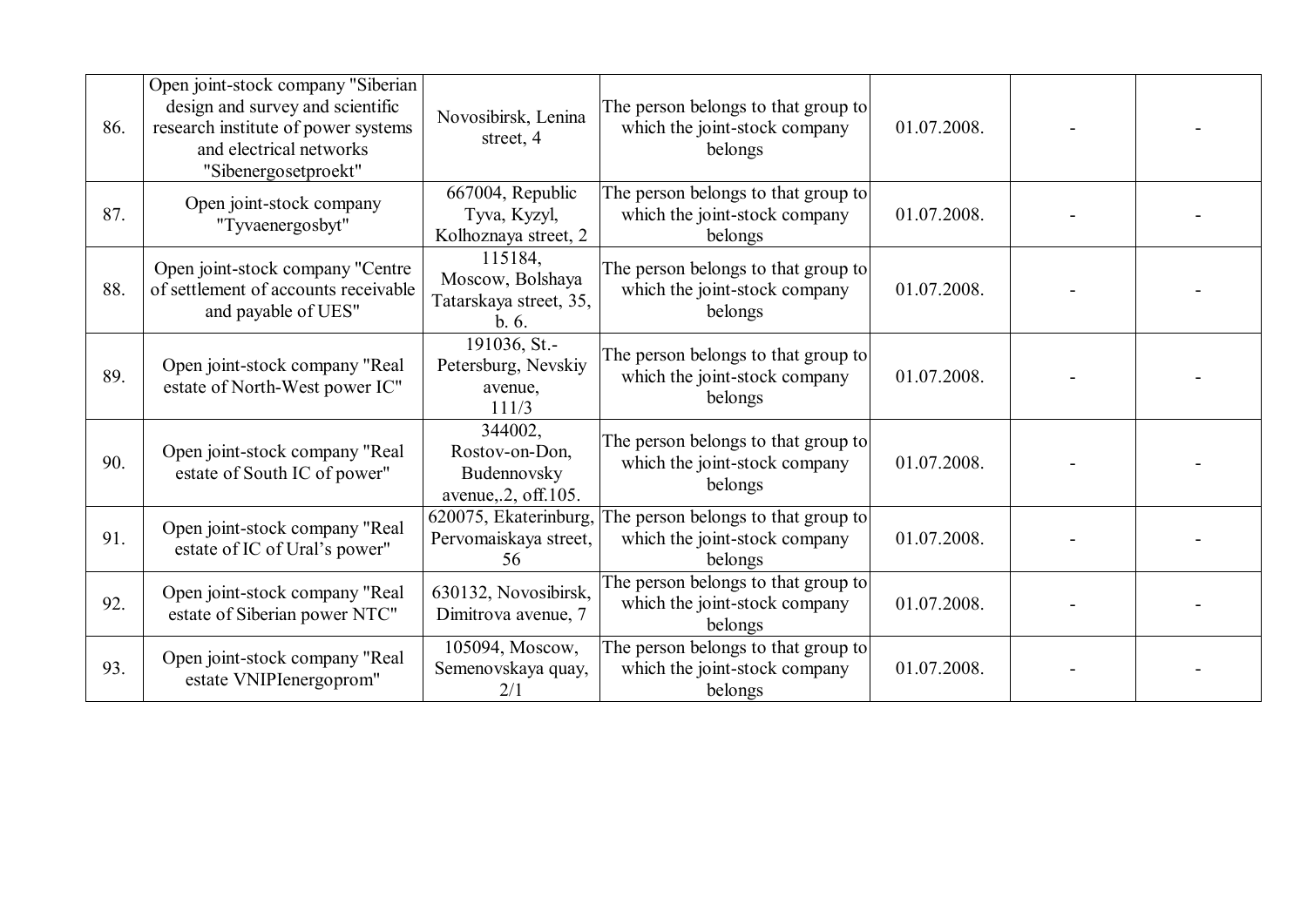| | | | | | | |
|---|---|---|---|---|---|---|
| 86. | Open joint-stock company "Siberian design and survey and scientific research institute of power systems and electrical networks "Sibenergosetproekt" | Novosibirsk, Lenina street, 4 | The person belongs to that group to which the joint-stock company belongs | 01.07.2008. | - | - |
| 87. | Open joint-stock company "Tyvaenergosbyt" | 667004, Republic Tyva, Kyzyl, Kolhoznaya street, 2 | The person belongs to that group to which the joint-stock company belongs | 01.07.2008. | - | - |
| 88. | Open joint-stock company "Centre of settlement of accounts receivable and payable of UES" | 115184, Moscow, Bolshaya Tatarskaya street, 35, b. 6. | The person belongs to that group to which the joint-stock company belongs | 01.07.2008. | - | - |
| 89. | Open joint-stock company "Real estate of North-West power IC" | 191036, St.-Petersburg, Nevskiy avenue, 111/3 | The person belongs to that group to which the joint-stock company belongs | 01.07.2008. | - | - |
| 90. | Open joint-stock company "Real estate of South IC of power" | 344002, Rostov-on-Don, Budennovsky avenue,.2, off.105. | The person belongs to that group to which the joint-stock company belongs | 01.07.2008. | - | - |
| 91. | Open joint-stock company "Real estate of IC of Ural's power" | 620075, Ekaterinburg, Pervomaiskaya street, 56 | The person belongs to that group to which the joint-stock company belongs | 01.07.2008. | - | - |
| 92. | Open joint-stock company "Real estate of Siberian power NTC" | 630132, Novosibirsk, Dimitrova avenue, 7 | The person belongs to that group to which the joint-stock company belongs | 01.07.2008. | - | - |
| 93. | Open joint-stock company "Real estate VNIPIenergoprom" | 105094, Moscow, Semenovskaya quay, 2/1 | The person belongs to that group to which the joint-stock company belongs | 01.07.2008. | - | - |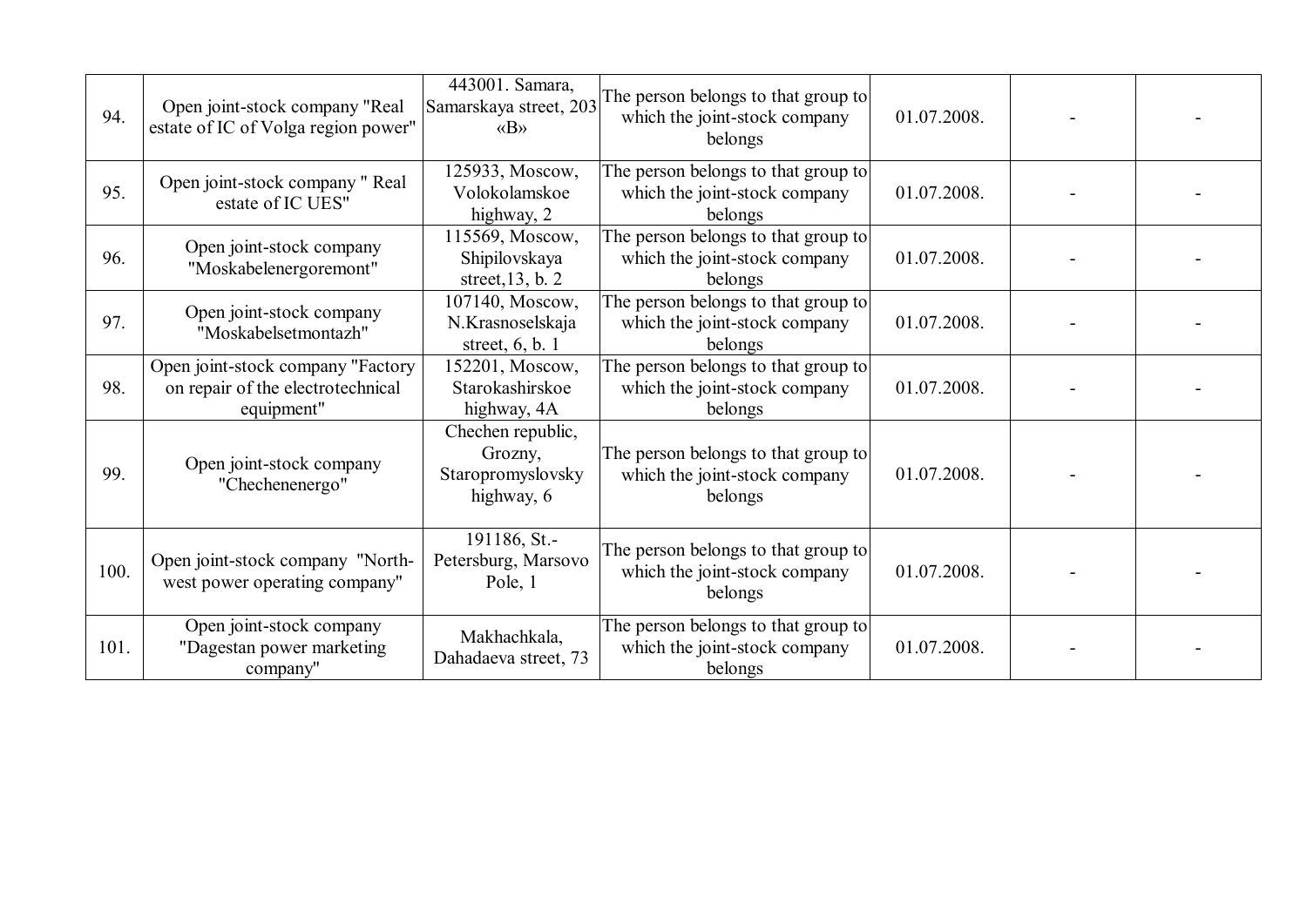| | | | | | | |
|---|---|---|---|---|---|---|
| 94. | Open joint-stock company "Real estate of IC of Volga region power" | 443001. Samara, Samarskaya street, 203 «B» | The person belongs to that group to which the joint-stock company belongs | 01.07.2008. | - | - |
| 95. | Open joint-stock company " Real estate of IC UES" | 125933, Moscow, Volokolamskoe highway, 2 | The person belongs to that group to which the joint-stock company belongs | 01.07.2008. | - | - |
| 96. | Open joint-stock company "Moskabelenergoremont" | 115569, Moscow, Shipilovskaya street,13, b. 2 | The person belongs to that group to which the joint-stock company belongs | 01.07.2008. | - | - |
| 97. | Open joint-stock company "Moskabelsetmontazh" | 107140, Moscow, N.Krasnoselskaja street, 6, b. 1 | The person belongs to that group to which the joint-stock company belongs | 01.07.2008. | - | - |
| 98. | Open joint-stock company "Factory on repair of the electrotechnical equipment" | 152201, Moscow, Starokashirskoe highway, 4A | The person belongs to that group to which the joint-stock company belongs | 01.07.2008. | - | - |
| 99. | Open joint-stock company "Chechenenergo" | Chechen republic, Grozny, Staropromyslovsky highway, 6 | The person belongs to that group to which the joint-stock company belongs | 01.07.2008. | - | - |
| 100. | Open joint-stock company "North-west power operating company" | 191186, St.-Petersburg, Marsovo Pole, 1 | The person belongs to that group to which the joint-stock company belongs | 01.07.2008. | - | - |
| 101. | Open joint-stock company "Dagestan power marketing company" | Makhachkala, Dahadaeva street, 73 | The person belongs to that group to which the joint-stock company belongs | 01.07.2008. | - | - |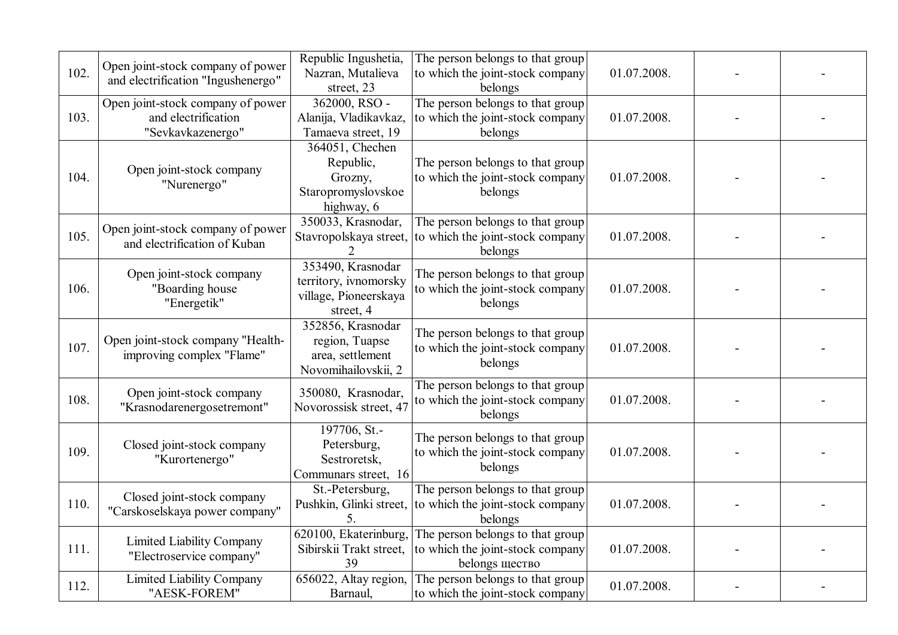| 102. | Open joint-stock company of power and electrification "Ingushenergo" | Republic Ingushetia, Nazran, Mutalieva street, 23 | The person belongs to that group to which the joint-stock company belongs | 01.07.2008. | - | - |
|---|---|---|---|---|---|---|
| 103. | Open joint-stock company of power and electrification "Sevkavkazenergo" | 362000, RSO - Alanija, Vladikavkaz, Tamaeva street, 19 | The person belongs to that group to which the joint-stock company belongs | 01.07.2008. | - | - |
| 104. | Open joint-stock company "Nurenergo" | 364051, Chechen Republic, Grozny, Staropromyslovskoe highway, 6 | The person belongs to that group to which the joint-stock company belongs | 01.07.2008. | - | - |
| 105. | Open joint-stock company of power and electrification of Kuban | 350033, Krasnodar, Stavropolskaya street, 2 | The person belongs to that group to which the joint-stock company belongs | 01.07.2008. | - | - |
| 106. | Open joint-stock company "Boarding house "Energetik" | 353490, Krasnodar territory, ivnomorsky village, Pioneerskaya street, 4 | The person belongs to that group to which the joint-stock company belongs | 01.07.2008. | - | - |
| 107. | Open joint-stock company "Health-improving complex "Flame" | 352856, Krasnodar region, Tuapse area, settlement Novomihailovskii, 2 | The person belongs to that group to which the joint-stock company belongs | 01.07.2008. | - | - |
| 108. | Open joint-stock company "Krasnodarenergosetremont" | 350080, Krasnodar, Novorossisk street, 47 | The person belongs to that group to which the joint-stock company belongs | 01.07.2008. | - | - |
| 109. | Closed joint-stock company "Kurortenergo" | 197706, St.-Petersburg, Sestroretsk, Communars street, 16 | The person belongs to that group to which the joint-stock company belongs | 01.07.2008. | - | - |
| 110. | Closed joint-stock company "Carskoselskaya power company" | St.-Petersburg, Pushkin, Glinki street, 5. | The person belongs to that group to which the joint-stock company belongs | 01.07.2008. | - | - |
| 111. | Limited Liability Company "Electroservice company" | 620100, Ekaterinburg, Sibirskii Trakt street, 39 | The person belongs to that group to which the joint-stock company belongs щество | 01.07.2008. | - | - |
| 112. | Limited Liability Company "AESK-FOREM" | 656022, Altay region, Barnaul, | The person belongs to that group to which the joint-stock company | 01.07.2008. | - | - |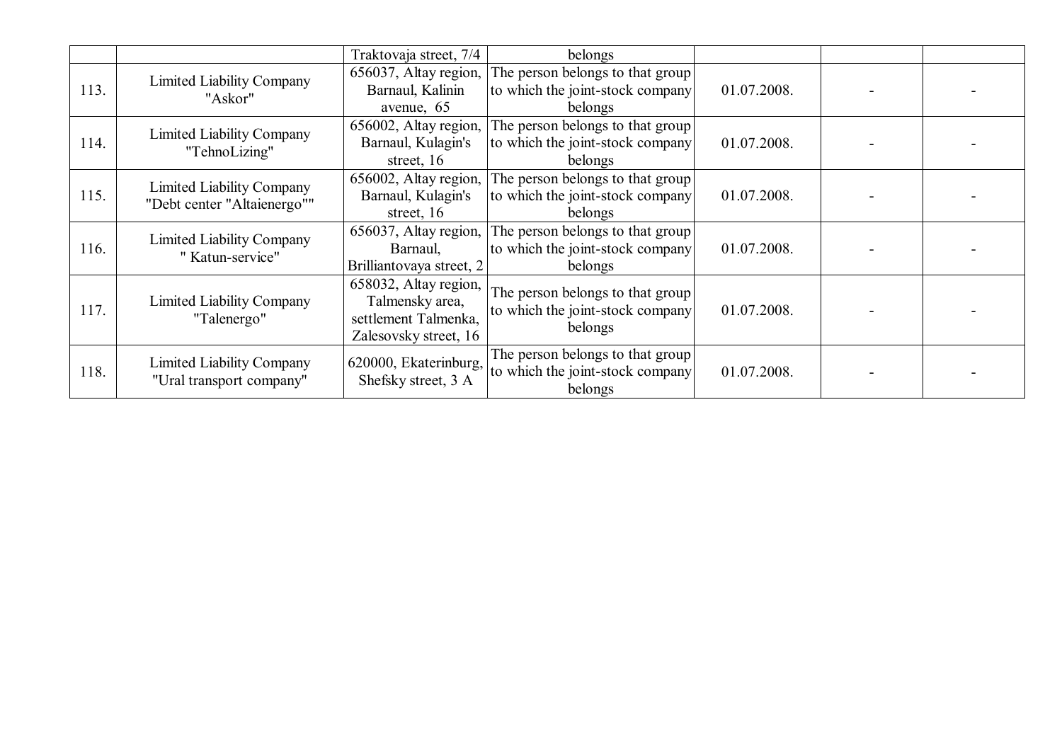| | | | | | | |
|---|---|---|---|---|---|---|
| | | Traktovaja street, 7/4 | belongs | | | |
| 113. | Limited Liability Company "Askor" | 656037, Altay region, Barnaul, Kalinin avenue, 65 | The person belongs to that group to which the joint-stock company belongs | 01.07.2008. | - | - |
| 114. | Limited Liability Company "TehnoLizing" | 656002, Altay region, Barnaul, Kulagin's street, 16 | The person belongs to that group to which the joint-stock company belongs | 01.07.2008. | - | - |
| 115. | Limited Liability Company "Debt center "Altaienergo"" | 656002, Altay region, Barnaul, Kulagin's street, 16 | The person belongs to that group to which the joint-stock company belongs | 01.07.2008. | - | - |
| 116. | Limited Liability Company " Katun-service" | 656037, Altay region, Barnaul, Brilliantovaya street, 2 | The person belongs to that group to which the joint-stock company belongs | 01.07.2008. | - | - |
| 117. | Limited Liability Company "Talenergo" | 658032, Altay region, Talmensky area, settlement Talmenka, Zalesovsky street, 16 | The person belongs to that group to which the joint-stock company belongs | 01.07.2008. | - | - |
| 118. | Limited Liability Company "Ural transport company" | 620000, Ekaterinburg, Shefsky street, 3 A | The person belongs to that group to which the joint-stock company belongs | 01.07.2008. | - | - |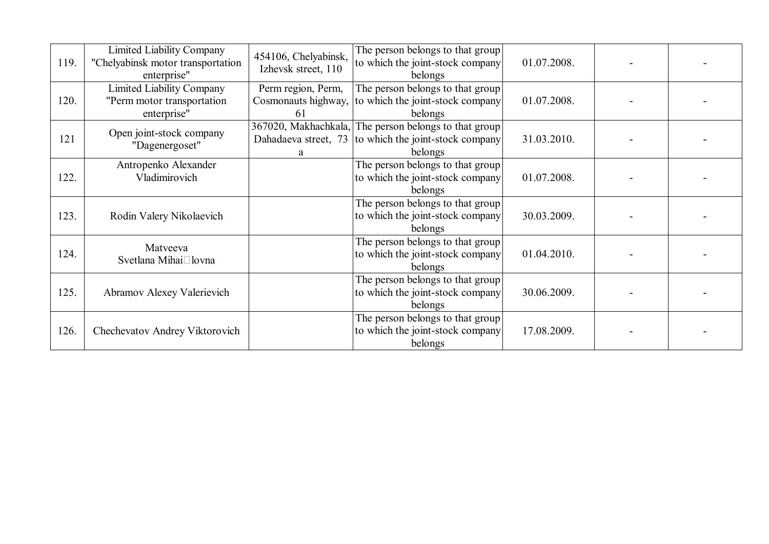| | | | | | | |
|---|---|---|---|---|---|---|
| 119. | Limited Liability Company "Chelyabinsk motor transportation enterprise" | 454106, Chelyabinsk, Izhevsk street, 110 | The person belongs to that group to which the joint-stock company belongs | 01.07.2008. | - | - |
| 120. | Limited Liability Company "Perm motor transportation enterprise" | Perm region, Perm, Cosmonauts highway, 61 | The person belongs to that group to which the joint-stock company belongs | 01.07.2008. | - | - |
| 121 | Open joint-stock company "Dagenergoset" | 367020, Makhachkala, Dahadaeva street, 73 a | The person belongs to that group to which the joint-stock company belongs | 31.03.2010. | - | - |
| 122. | Antropenko Alexander Vladimirovich | | The person belongs to that group to which the joint-stock company belongs | 01.07.2008. | - | - |
| 123. | Rodin Valery Nikolaevich | | The person belongs to that group to which the joint-stock company belongs | 30.03.2009. | - | - |
| 124. | Matveeva Svetlana Mihai□lovna | | The person belongs to that group to which the joint-stock company belongs | 01.04.2010. | - | - |
| 125. | Abramov Alexey Valerievich | | The person belongs to that group to which the joint-stock company belongs | 30.06.2009. | - | - |
| 126. | Chechevatov Andrey Viktorovich | | The person belongs to that group to which the joint-stock company belongs | 17.08.2009. | - | - |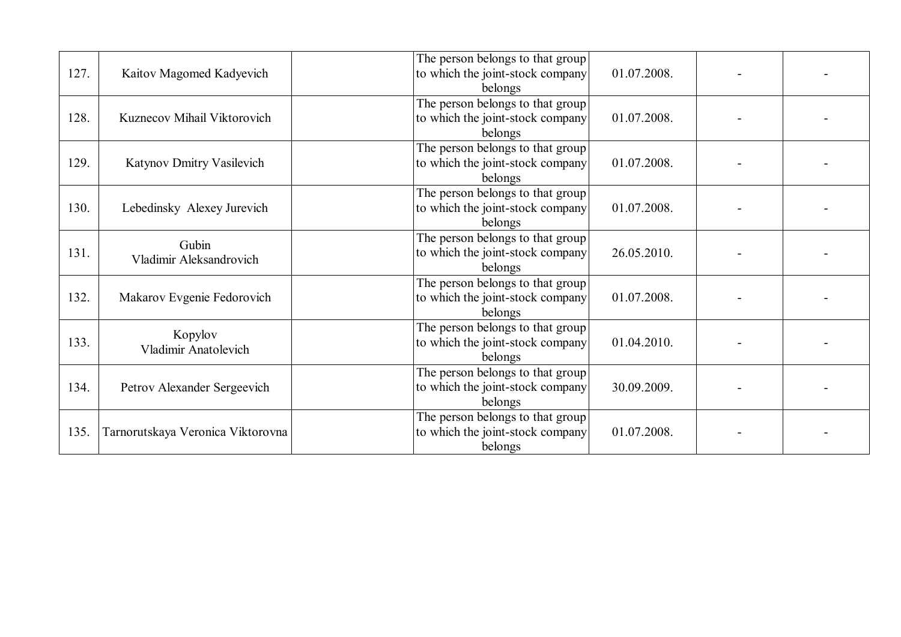| | | | | | | |
|---|---|---|---|---|---|---|
| 127. | Kaitov Magomed Kadyevich | | The person belongs to that group to which the joint-stock company belongs | 01.07.2008. | - | - |
| 128. | Kuznecov Mihail Viktorovich | | The person belongs to that group to which the joint-stock company belongs | 01.07.2008. | - | - |
| 129. | Katynov Dmitry Vasilevich | | The person belongs to that group to which the joint-stock company belongs | 01.07.2008. | - | - |
| 130. | Lebedinsky Alexey Jurevich | | The person belongs to that group to which the joint-stock company belongs | 01.07.2008. | - | - |
| 131. | Gubin Vladimir Aleksandrovich | | The person belongs to that group to which the joint-stock company belongs | 26.05.2010. | - | - |
| 132. | Makarov Evgenie Fedorovich | | The person belongs to that group to which the joint-stock company belongs | 01.07.2008. | - | - |
| 133. | Kopylov Vladimir Anatolevich | | The person belongs to that group to which the joint-stock company belongs | 01.04.2010. | - | - |
| 134. | Petrov Alexander Sergeevich | | The person belongs to that group to which the joint-stock company belongs | 30.09.2009. | - | - |
| 135. | Tarnorutskaya Veronica Viktorovna | | The person belongs to that group to which the joint-stock company belongs | 01.07.2008. | - | - |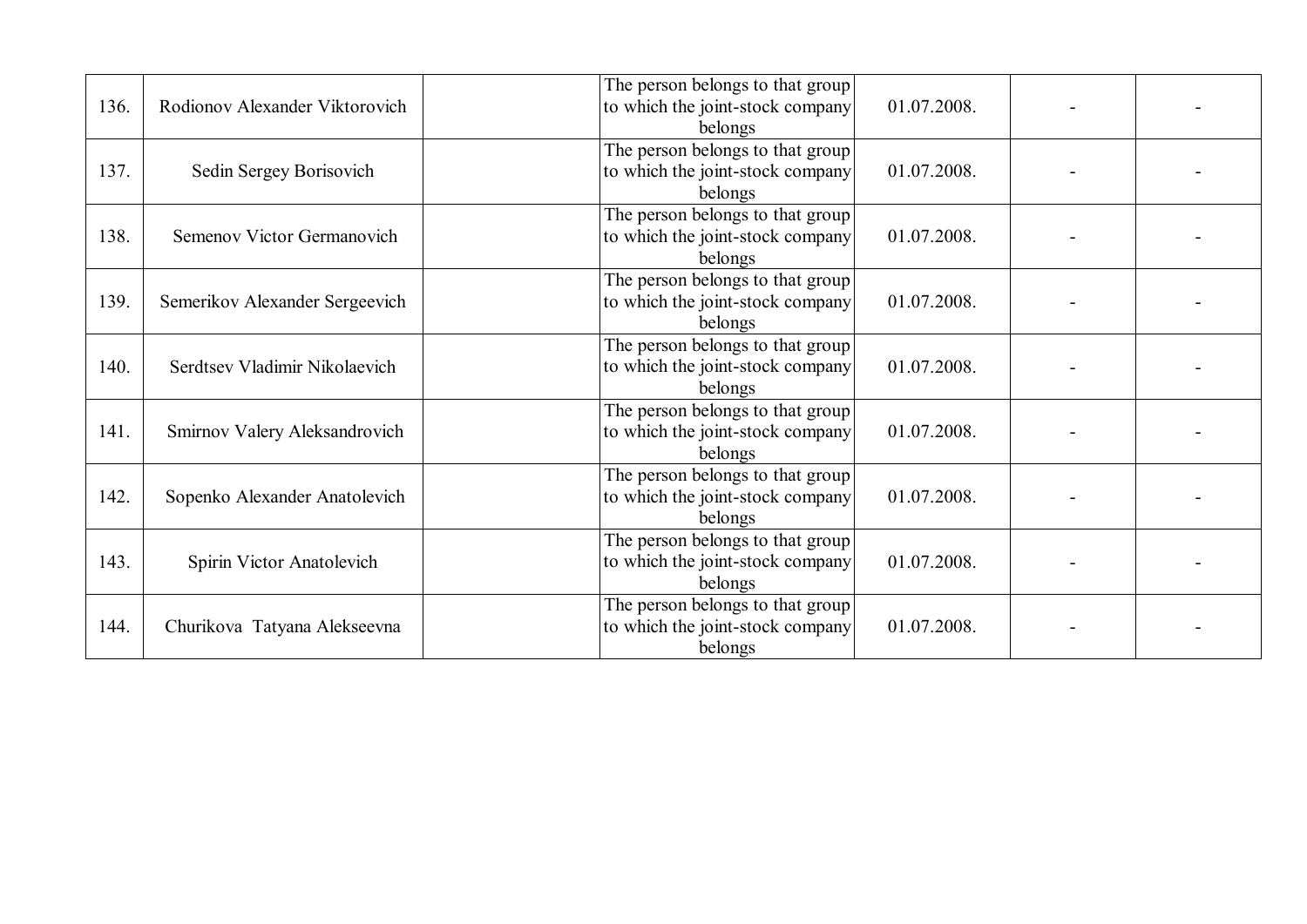| | | | | | | |
|---|---|---|---|---|---|---|
| 136. | Rodionov Alexander Viktorovich | | The person belongs to that group to which the joint-stock company belongs | 01.07.2008. | - | - |
| 137. | Sedin Sergey Borisovich | | The person belongs to that group to which the joint-stock company belongs | 01.07.2008. | - | - |
| 138. | Semenov Victor Germanovich | | The person belongs to that group to which the joint-stock company belongs | 01.07.2008. | - | - |
| 139. | Semerikov Alexander Sergeevich | | The person belongs to that group to which the joint-stock company belongs | 01.07.2008. | - | - |
| 140. | Serdtsev Vladimir Nikolaevich | | The person belongs to that group to which the joint-stock company belongs | 01.07.2008. | - | - |
| 141. | Smirnov Valery Aleksandrovich | | The person belongs to that group to which the joint-stock company belongs | 01.07.2008. | - | - |
| 142. | Sopenko Alexander Anatolevich | | The person belongs to that group to which the joint-stock company belongs | 01.07.2008. | - | - |
| 143. | Spirin Victor Anatolevich | | The person belongs to that group to which the joint-stock company belongs | 01.07.2008. | - | - |
| 144. | Churikova Tatyana Alekseevna | | The person belongs to that group to which the joint-stock company belongs | 01.07.2008. | - | - |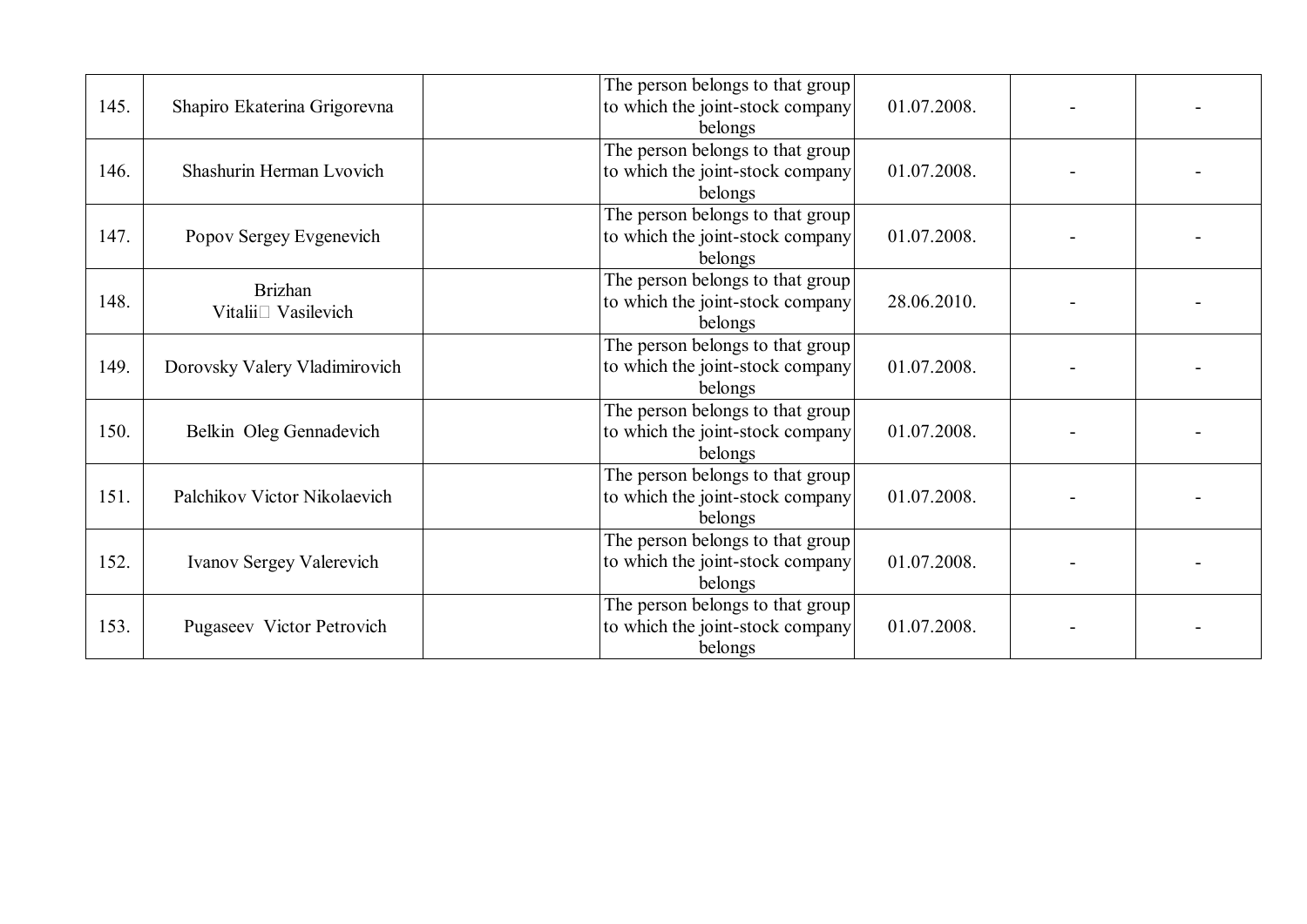| 145. | Shapiro Ekaterina Grigorevna | | The person belongs to that group to which the joint-stock company belongs | 01.07.2008. | - | - |
|---|---|---|---|---|---|---|
| 146. | Shashurin Herman Lvovich | | The person belongs to that group to which the joint-stock company belongs | 01.07.2008. | - | - |
| 147. | Popov Sergey Evgenevich | | The person belongs to that group to which the joint-stock company belongs | 01.07.2008. | - | - |
| 148. | Brizhan Vitalii Vasilevich | | The person belongs to that group to which the joint-stock company belongs | 28.06.2010. | - | - |
| 149. | Dorovsky Valery Vladimirovich | | The person belongs to that group to which the joint-stock company belongs | 01.07.2008. | - | - |
| 150. | Belkin Oleg Gennadevich | | The person belongs to that group to which the joint-stock company belongs | 01.07.2008. | - | - |
| 151. | Palchikov Victor Nikolaevich | | The person belongs to that group to which the joint-stock company belongs | 01.07.2008. | - | - |
| 152. | Ivanov Sergey Valerevich | | The person belongs to that group to which the joint-stock company belongs | 01.07.2008. | - | - |
| 153. | Pugaseev Victor Petrovich | | The person belongs to that group to which the joint-stock company belongs | 01.07.2008. | - | - |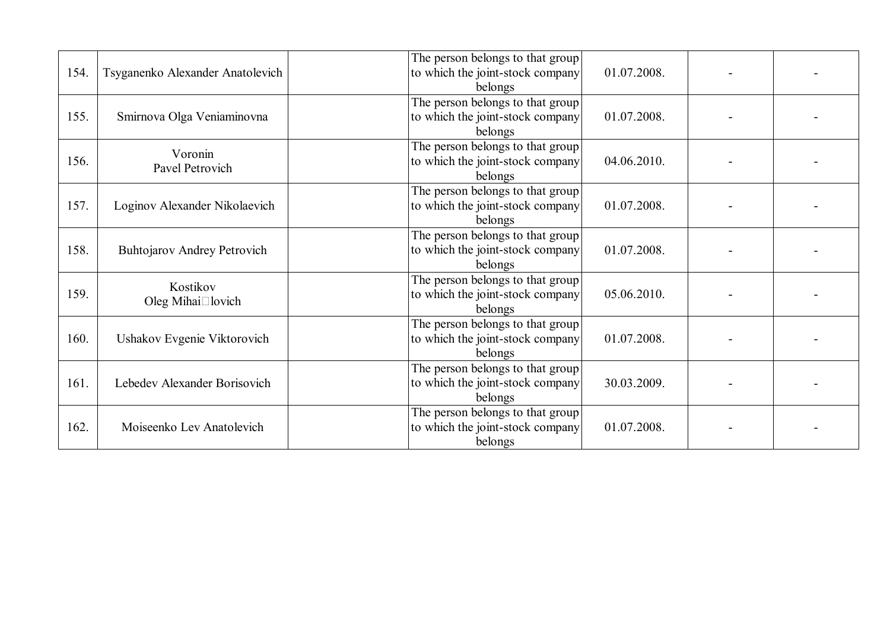| | | | | | | |
|---|---|---|---|---|---|---|
| 154. | Tsyganenko Alexander Anatolevich | | The person belongs to that group to which the joint-stock company belongs | 01.07.2008. | - | - |
| 155. | Smirnova Olga Veniaminovna | | The person belongs to that group to which the joint-stock company belongs | 01.07.2008. | - | - |
| 156. | Voronin Pavel Petrovich | | The person belongs to that group to which the joint-stock company belongs | 04.06.2010. | - | - |
| 157. | Loginov Alexander Nikolaevich | | The person belongs to that group to which the joint-stock company belongs | 01.07.2008. | - | - |
| 158. | Buhtojarov Andrey Petrovich | | The person belongs to that group to which the joint-stock company belongs | 01.07.2008. | - | - |
| 159. | Kostikov Oleg Mihai□lovich | | The person belongs to that group to which the joint-stock company belongs | 05.06.2010. | - | - |
| 160. | Ushakov Evgenie Viktorovich | | The person belongs to that group to which the joint-stock company belongs | 01.07.2008. | - | - |
| 161. | Lebedev Alexander Borisovich | | The person belongs to that group to which the joint-stock company belongs | 30.03.2009. | - | - |
| 162. | Moiseenko Lev Anatolevich | | The person belongs to that group to which the joint-stock company belongs | 01.07.2008. | - | - |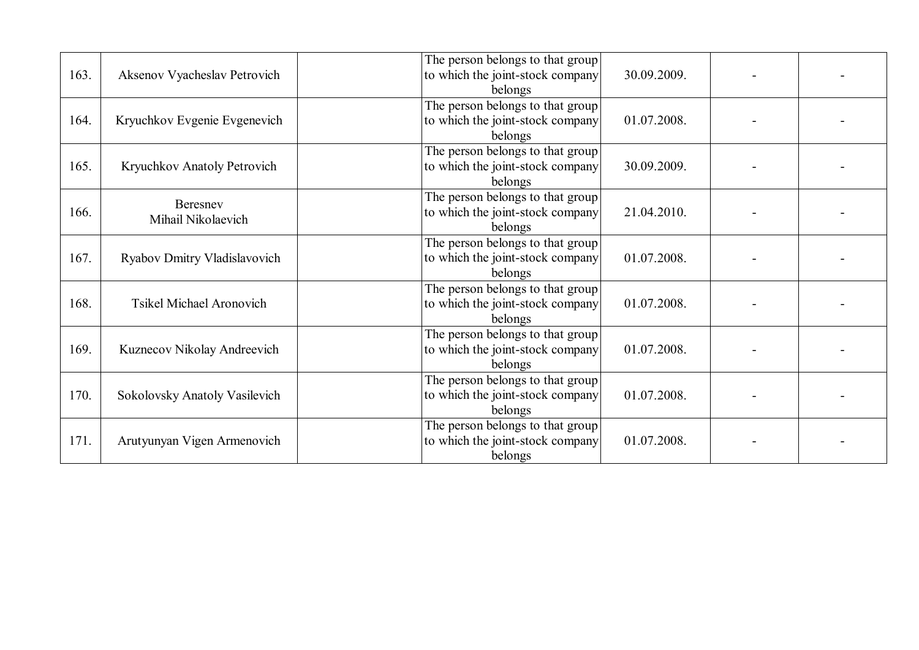| | | | | | | |
|---|---|---|---|---|---|---|
| 163. | Aksenov Vyacheslav Petrovich | | The person belongs to that group to which the joint-stock company belongs | 30.09.2009. | - | - |
| 164. | Kryuchkov Evgenie Evgenevich | | The person belongs to that group to which the joint-stock company belongs | 01.07.2008. | - | - |
| 165. | Kryuchkov Anatoly Petrovich | | The person belongs to that group to which the joint-stock company belongs | 30.09.2009. | - | - |
| 166. | Beresnev Mihail Nikolaevich | | The person belongs to that group to which the joint-stock company belongs | 21.04.2010. | - | - |
| 167. | Ryabov Dmitry Vladislavovich | | The person belongs to that group to which the joint-stock company belongs | 01.07.2008. | - | - |
| 168. | Tsikel Michael Aronovich | | The person belongs to that group to which the joint-stock company belongs | 01.07.2008. | - | - |
| 169. | Kuznecov Nikolay Andreevich | | The person belongs to that group to which the joint-stock company belongs | 01.07.2008. | - | - |
| 170. | Sokolovsky Anatoly Vasilevich | | The person belongs to that group to which the joint-stock company belongs | 01.07.2008. | - | - |
| 171. | Arutyunyan Vigen Armenovich | | The person belongs to that group to which the joint-stock company belongs | 01.07.2008. | - | - |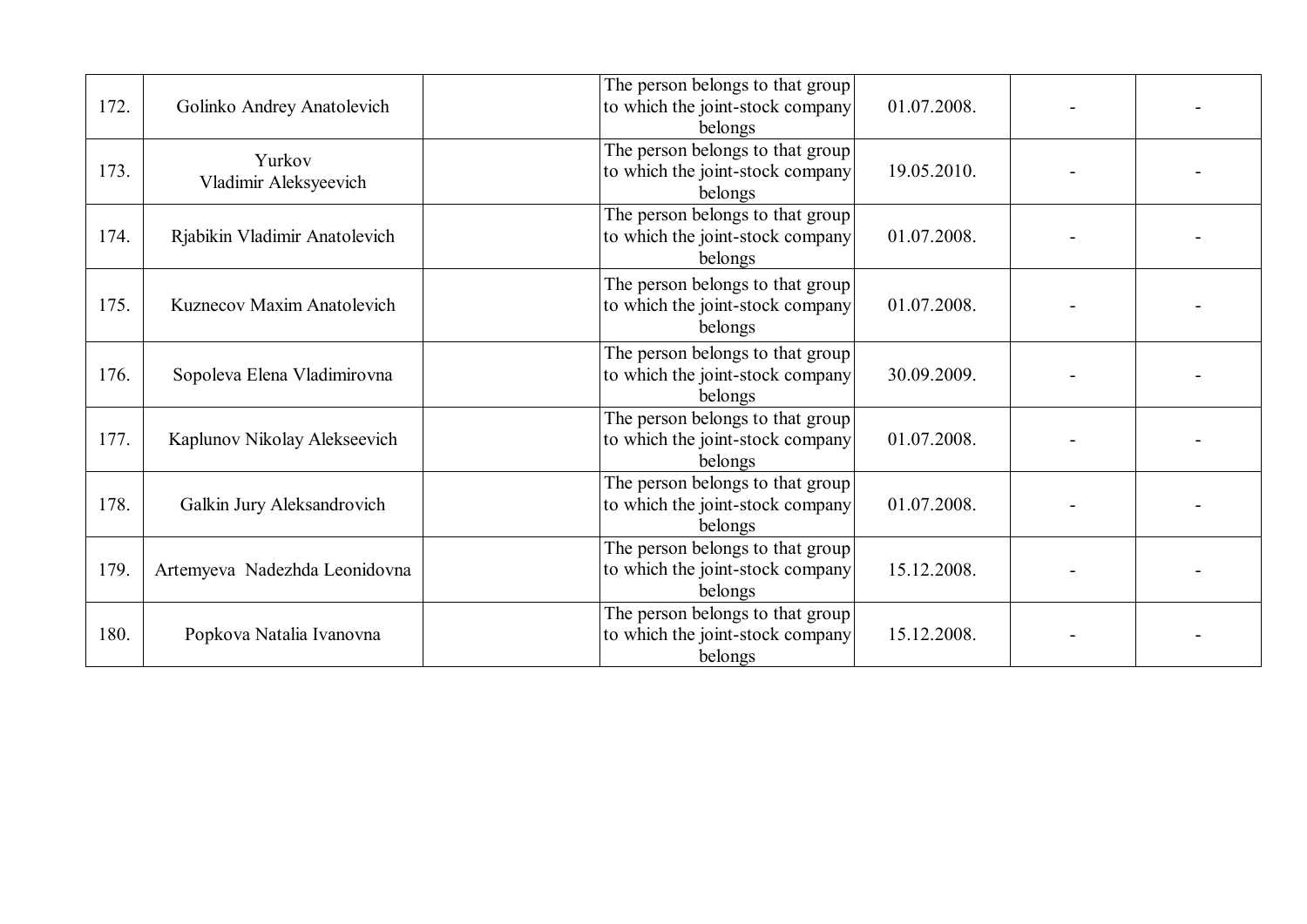| | | | | | | |
|---|---|---|---|---|---|---|
| 172. | Golinko Andrey Anatolevich | | The person belongs to that group to which the joint-stock company belongs | 01.07.2008. | - | - |
| 173. | Yurkov Vladimir Aleksyeevich | | The person belongs to that group to which the joint-stock company belongs | 19.05.2010. | - | - |
| 174. | Rjabikin Vladimir Anatolevich | | The person belongs to that group to which the joint-stock company belongs | 01.07.2008. | - | - |
| 175. | Kuznecov Maxim Anatolevich | | The person belongs to that group to which the joint-stock company belongs | 01.07.2008. | - | - |
| 176. | Sopoleva Elena Vladimirovna | | The person belongs to that group to which the joint-stock company belongs | 30.09.2009. | - | - |
| 177. | Kaplunov Nikolay Alekseevich | | The person belongs to that group to which the joint-stock company belongs | 01.07.2008. | - | - |
| 178. | Galkin Jury Aleksandrovich | | The person belongs to that group to which the joint-stock company belongs | 01.07.2008. | - | - |
| 179. | Artemyeva Nadezhda Leonidovna | | The person belongs to that group to which the joint-stock company belongs | 15.12.2008. | - | - |
| 180. | Popkova Natalia Ivanovna | | The person belongs to that group to which the joint-stock company belongs | 15.12.2008. | - | - |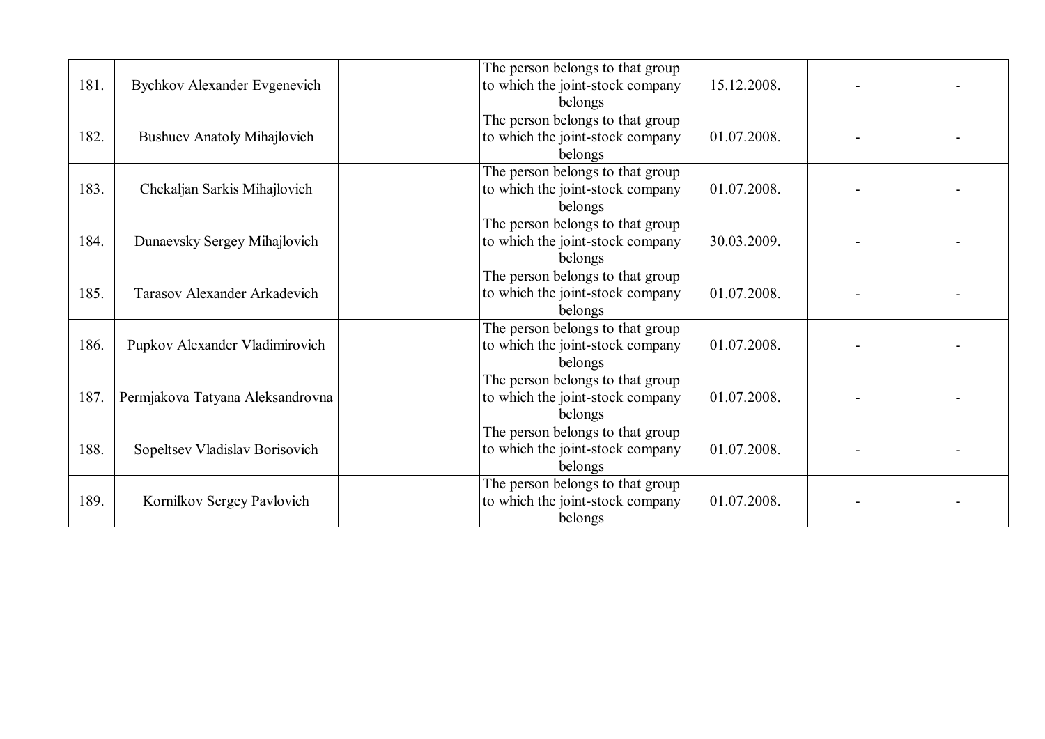| | | | | | | |
|---|---|---|---|---|---|---|
| 181. | Bychkov Alexander Evgenevich | | The person belongs to that group to which the joint-stock company belongs | 15.12.2008. | - | - |
| 182. | Bushuev Anatoly Mihajlovich | | The person belongs to that group to which the joint-stock company belongs | 01.07.2008. | - | - |
| 183. | Chekaljan Sarkis Mihajlovich | | The person belongs to that group to which the joint-stock company belongs | 01.07.2008. | - | - |
| 184. | Dunaevsky Sergey Mihajlovich | | The person belongs to that group to which the joint-stock company belongs | 30.03.2009. | - | - |
| 185. | Tarasov Alexander Arkadevich | | The person belongs to that group to which the joint-stock company belongs | 01.07.2008. | - | - |
| 186. | Pupkov Alexander Vladimirovich | | The person belongs to that group to which the joint-stock company belongs | 01.07.2008. | - | - |
| 187. | Permjakova Tatyana Aleksandrovna | | The person belongs to that group to which the joint-stock company belongs | 01.07.2008. | - | - |
| 188. | Sopeltsev Vladislav Borisovich | | The person belongs to that group to which the joint-stock company belongs | 01.07.2008. | - | - |
| 189. | Kornilkov Sergey Pavlovich | | The person belongs to that group to which the joint-stock company belongs | 01.07.2008. | - | - |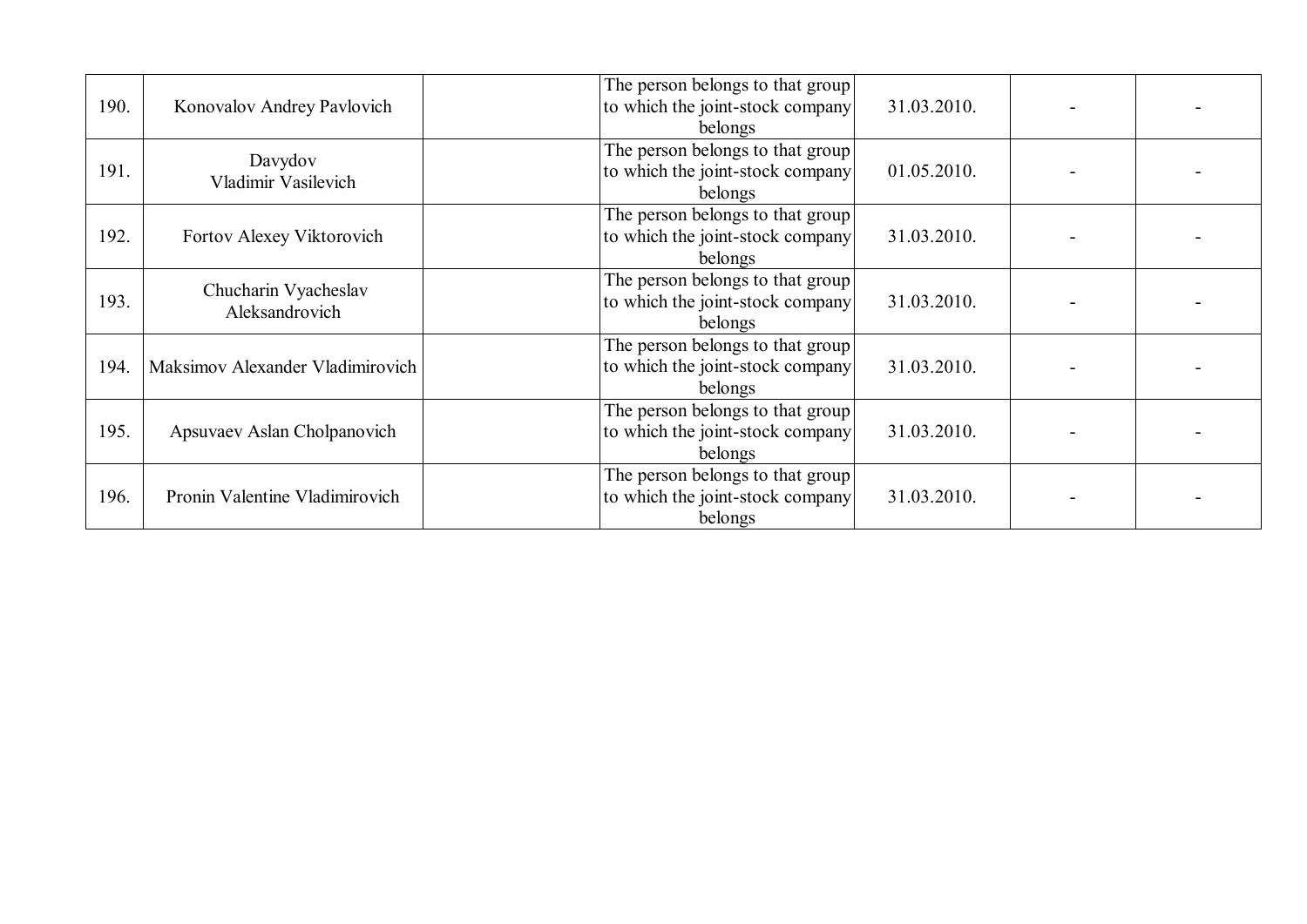| | | | | | | |
|---|---|---|---|---|---|---|
| 190. | Konovalov Andrey Pavlovich | | The person belongs to that group to which the joint-stock company belongs | 31.03.2010. | - | - |
| 191. | Davydov Vladimir Vasilevich | | The person belongs to that group to which the joint-stock company belongs | 01.05.2010. | - | - |
| 192. | Fortov Alexey Viktorovich | | The person belongs to that group to which the joint-stock company belongs | 31.03.2010. | - | - |
| 193. | Chucharin Vyacheslav Aleksandrovich | | The person belongs to that group to which the joint-stock company belongs | 31.03.2010. | - | - |
| 194. | Maksimov Alexander Vladimirovich | | The person belongs to that group to which the joint-stock company belongs | 31.03.2010. | - | - |
| 195. | Apsuvaev Aslan Cholpanovich | | The person belongs to that group to which the joint-stock company belongs | 31.03.2010. | - | - |
| 196. | Pronin Valentine Vladimirovich | | The person belongs to that group to which the joint-stock company belongs | 31.03.2010. | - | - |